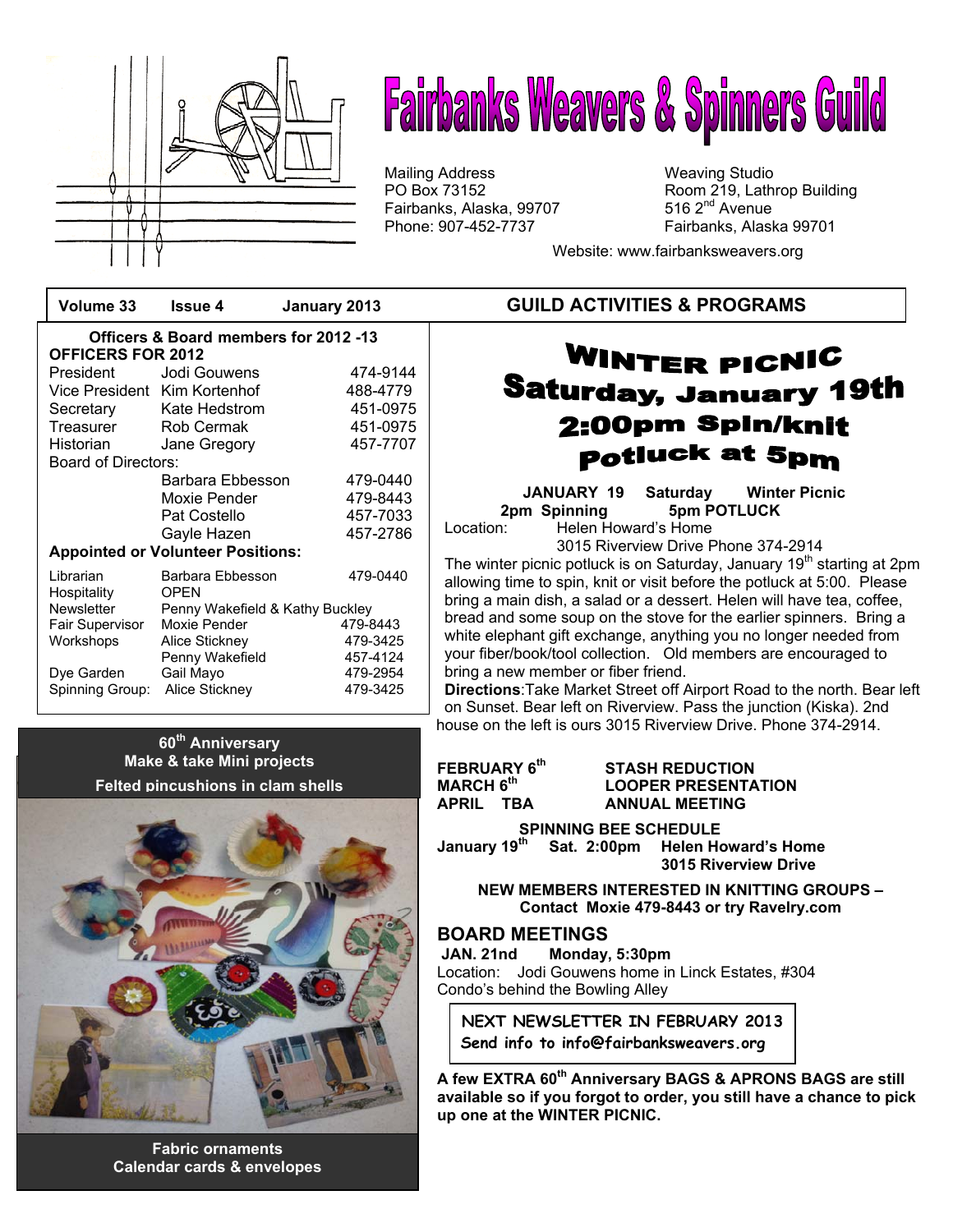# Fairbanks Weavers & Spinners Guild

Mailing Address
PO Box 73152
Fairbanks, Alaska, 99707
Phone: 907-452-7737

Weaving Studio
Room 219, Lathrop Building
516 2nd Avenue
Fairbanks, Alaska 99701

Website: www.fairbanksweavers.org

**Volume 33 Issue 4 January 2013**

**Officers & Board members for 2012 -13**

**OFFICERS FOR 2012**

| | | |
|---|---|---|
| President | Jodi Gouwens | 474-9144 |
| Vice President | Kim Kortenhof | 488-4779 |
| Secretary | Kate Hedstrom | 451-0975 |
| Treasurer | Rob Cermak | 451-0975 |
| Historian | Jane Gregory | 457-7707 |
| Board of Directors: | | |
| | Barbara Ebbesson | 479-0440 |
| | Moxie Pender | 479-8443 |
| | Pat Costello | 457-7033 |
| | Gayle Hazen | 457-2786 |

**Appointed or Volunteer Positions:**

| | | |
|---|---|---|
| Librarian | Barbara Ebbesson | 479-0440 |
| Hospitality | OPEN | |
| Newsletter | Penny Wakefield & Kathy Buckley | |
| Fair Supervisor | Moxie Pender | 479-8443 |
| Workshops | Alice Stickney | 479-3425 |
| | Penny Wakefield | 457-4124 |
| Dye Garden | Gail Mayo | 479-2954 |
| Spinning Group: | Alice Stickney | 479-3425 |

**60th Anniversary**
**Make & take Mini projects**
**Felted pincushions in clam shells**

**Fabric ornaments**
**Calendar cards & envelopes**

## GUILD ACTIVITIES & PROGRAMS

# WINTER PICNIC
## Saturday, January 19th
## 2:00pm Spin/knit
## Potluck at 5pm

**JANUARY 19 Saturday Winter Picnic**
**2pm Spinning 5pm POTLUCK**

Location: Helen Howard's Home
3015 Riverview Drive Phone 374-2914

The winter picnic potluck is on Saturday, January 19th starting at 2pm allowing time to spin, knit or visit before the potluck at 5:00. Please bring a main dish, a salad or a dessert. Helen will have tea, coffee, bread and some soup on the stove for the earlier spinners. Bring a white elephant gift exchange, anything you no longer needed from your fiber/book/tool collection. Old members are encouraged to bring a new member or fiber friend.

**Directions**:Take Market Street off Airport Road to the north. Bear left on Sunset. Bear left on Riverview. Pass the junction (Kiska). 2nd house on the left is ours 3015 Riverview Drive. Phone 374-2914.

| | |
|---|---|
| **FEBRUARY 6th** | **STASH REDUCTION** |
| **MARCH 6th** | **LOOPER PRESENTATION** |
| **APRIL TBA** | **ANNUAL MEETING** |

**SPINNING BEE SCHEDULE**

**January 19th Sat. 2:00pm Helen Howard's Home**
**3015 Riverview Drive**

**NEW MEMBERS INTERESTED IN KNITTING GROUPS – Contact Moxie 479-8443 or try Ravelry.com**

## BOARD MEETINGS

**JAN. 21nd Monday, 5:30pm**
Location: Jodi Gouwens home in Linck Estates, #304
Condo's behind the Bowling Alley

**NEXT NEWSLETTER IN FEBRUARY 2013**
**Send info to info@fairbanksweavers.org**

**A few EXTRA 60th Anniversary BAGS & APRONS BAGS are still available so if you forgot to order, you still have a chance to pick up one at the WINTER PICNIC.**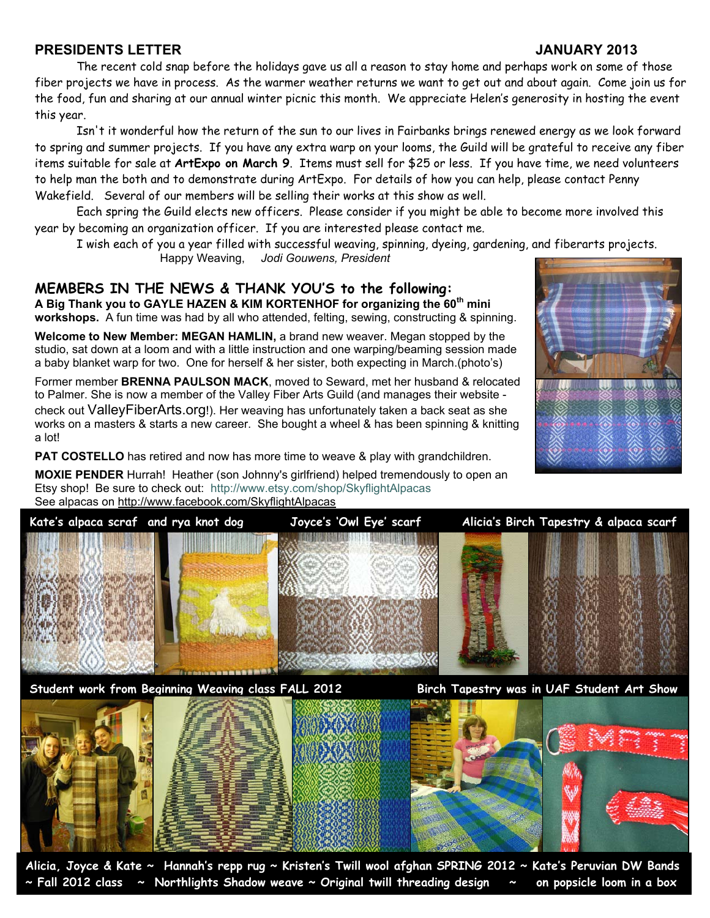## PRESIDENTS LETTER — JANUARY 2013

The recent cold snap before the holidays gave us all a reason to stay home and perhaps work on some of those fiber projects we have in process. As the warmer weather returns we want to get out and about again. Come join us for the food, fun and sharing at our annual winter picnic this month. We appreciate Helen's generosity in hosting the event this year.

Isn't it wonderful how the return of the sun to our lives in Fairbanks brings renewed energy as we look forward to spring and summer projects. If you have any extra warp on your looms, the Guild will be grateful to receive any fiber items suitable for sale at **ArtExpo on March 9**. Items must sell for $25 or less. If you have time, we need volunteers to help man the both and to demonstrate during ArtExpo. For details of how you can help, please contact Penny Wakefield. Several of our members will be selling their works at this show as well.

Each spring the Guild elects new officers. Please consider if you might be able to become more involved this year by becoming an organization officer. If you are interested please contact me.

I wish each of you a year filled with successful weaving, spinning, dyeing, gardening, and fiberarts projects.

Happy Weaving, *Jodi Gouwens, President*

## MEMBERS IN THE NEWS & THANK YOU'S to the following:

**A Big Thank you to GAYLE HAZEN & KIM KORTENHOF for organizing the 60th mini workshops.** A fun time was had by all who attended, felting, sewing, constructing & spinning.

**Welcome to New Member: MEGAN HAMLIN,** a brand new weaver. Megan stopped by the studio, sat down at a loom and with a little instruction and one warping/beaming session made a baby blanket warp for two. One for herself & her sister, both expecting in March.(photo's)

Former member **BRENNA PAULSON MACK**, moved to Seward, met her husband & relocated to Palmer. She is now a member of the Valley Fiber Arts Guild (and manages their website - check out ValleyFiberArts.org!). Her weaving has unfortunately taken a back seat as she works on a masters & starts a new career. She bought a wheel & has been spinning & knitting a lot!

**PAT COSTELLO** has retired and now has more time to weave & play with grandchildren.

**MOXIE PENDER** Hurrah! Heather (son Johnny's girlfriend) helped tremendously to open an Etsy shop! Be sure to check out: http://www.etsy.com/shop/SkyflightAlpacas
See alpacas on http://www.facebook.com/SkyflightAlpacas

Kate's alpaca scraf and rya knot dog — Joyce's 'Owl Eye' scarf — Alicia's Birch Tapestry & alpaca scarf

Student work from Beginning Weaving class FALL 2012 — Birch Tapestry was in UAF Student Art Show

Alicia, Joyce & Kate ~ Fall 2012 class ~ Hannah's repp rug ~ Northlights Shadow weave ~ Kristen's Twill wool afghan SPRING 2012 ~ Original twill threading design ~ Kate's Peruvian DW Bands on popsicle loom in a box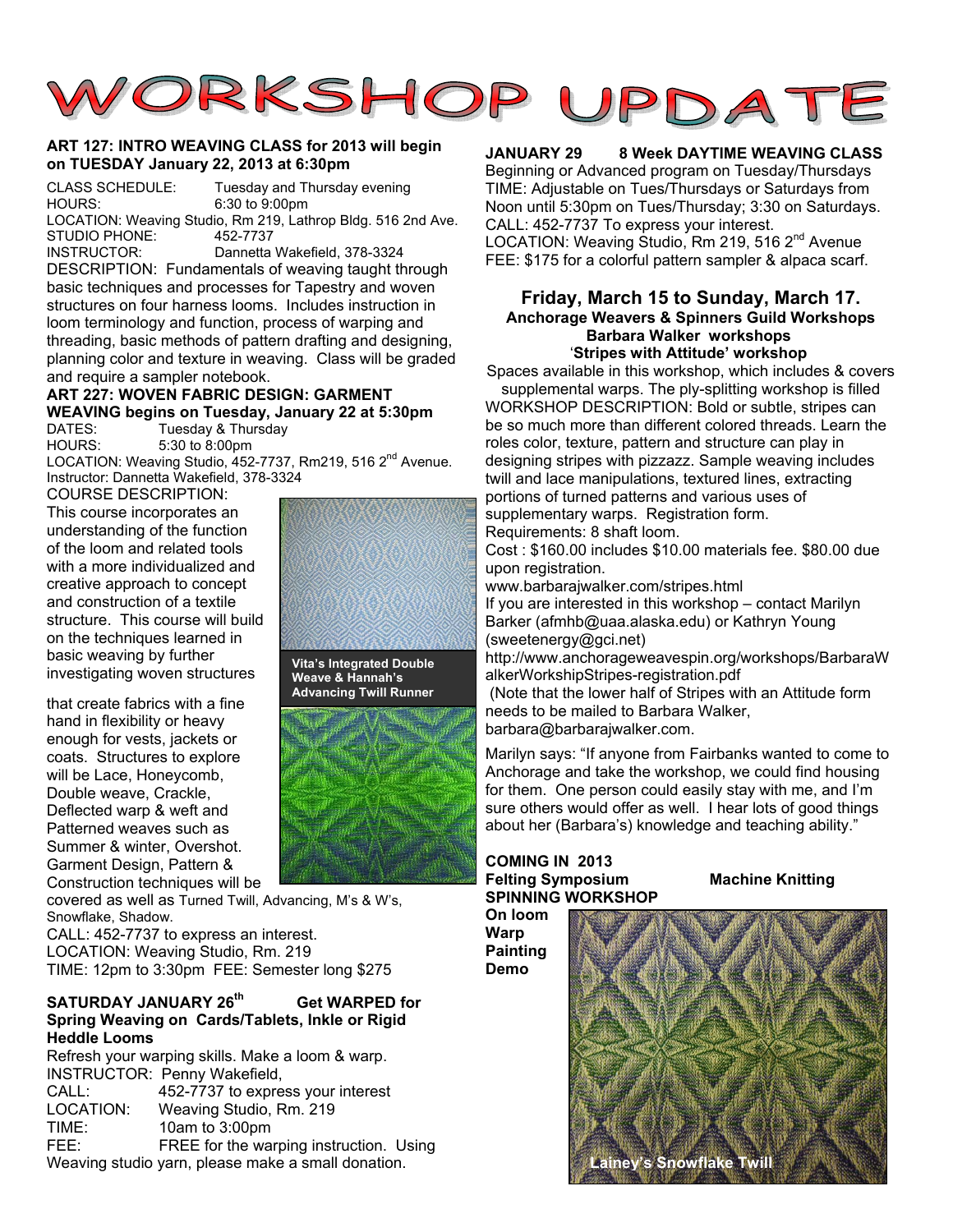# WORKSHOP UPDATE

**ART 127: INTRO WEAVING CLASS for 2013 will begin on TUESDAY January 22, 2013 at 6:30pm**

CLASS SCHEDULE: Tuesday and Thursday evening
HOURS: 6:30 to 9:00pm
LOCATION: Weaving Studio, Rm 219, Lathrop Bldg. 516 2nd Ave.
STUDIO PHONE: 452-7737
INSTRUCTOR: Dannetta Wakefield, 378-3324

DESCRIPTION: Fundamentals of weaving taught through basic techniques and processes for Tapestry and woven structures on four harness looms. Includes instruction in loom terminology and function, process of warping and threading, basic methods of pattern drafting and designing, planning color and texture in weaving. Class will be graded and require a sampler notebook.

**ART 227: WOVEN FABRIC DESIGN: GARMENT WEAVING begins on Tuesday, January 22 at 5:30pm**

DATES: Tuesday & Thursday
HOURS: 5:30 to 8:00pm
LOCATION: Weaving Studio, 452-7737, Rm219, 516 2nd Avenue.
Instructor: Dannetta Wakefield, 378-3324

COURSE DESCRIPTION:
This course incorporates an understanding of the function of the loom and related tools with a more individualized and creative approach to concept and construction of a textile structure. This course will build on the techniques learned in basic weaving by further investigating woven structures that create fabrics with a fine hand in flexibility or heavy enough for vests, jackets or coats. Structures to explore will be Lace, Honeycomb, Double weave, Crackle, Deflected warp & weft and Patterned weaves such as Summer & winter, Overshot. Garment Design, Pattern & Construction techniques will be covered as well as Turned Twill, Advancing, M's & W's, Snowflake, Shadow.

Vita's Integrated Double Weave & Hannah's Advancing Twill Runner

CALL: 452-7737 to express an interest.
LOCATION: Weaving Studio, Rm. 219
TIME: 12pm to 3:30pm FEE: Semester long $275

**SATURDAY JANUARY 26th Get WARPED for Spring Weaving on Cards/Tablets, Inkle or Rigid Heddle Looms**

Refresh your warping skills. Make a loom & warp.
INSTRUCTOR: Penny Wakefield,
CALL: 452-7737 to express your interest
LOCATION: Weaving Studio, Rm. 219
TIME: 10am to 3:00pm
FEE: FREE for the warping instruction. Using Weaving studio yarn, please make a small donation.

**JANUARY 29 8 Week DAYTIME WEAVING CLASS**

Beginning or Advanced program on Tuesday/Thursdays
TIME: Adjustable on Tues/Thursdays or Saturdays from Noon until 5:30pm on Tues/Thursday; 3:30 on Saturdays.
CALL: 452-7737 To express your interest.
LOCATION: Weaving Studio, Rm 219, 516 2nd Avenue
FEE: $175 for a colorful pattern sampler & alpaca scarf.

## Friday, March 15 to Sunday, March 17.

**Anchorage Weavers & Spinners Guild Workshops**
**Barbara Walker workshops**
**'Stripes with Attitude' workshop**

Spaces available in this workshop, which includes & covers supplemental warps. The ply-splitting workshop is filled

WORKSHOP DESCRIPTION: Bold or subtle, stripes can be so much more than different colored threads. Learn the roles color, texture, pattern and structure can play in designing stripes with pizzazz. Sample weaving includes twill and lace manipulations, textured lines, extracting portions of turned patterns and various uses of supplementary warps. Registration form.

Requirements: 8 shaft loom.

Cost : $160.00 includes $10.00 materials fee. $80.00 due upon registration.

www.barbarajwalker.com/stripes.html

If you are interested in this workshop – contact Marilyn Barker (afmhb@uaa.alaska.edu) or Kathryn Young (sweetenergy@gci.net)

http://www.anchorageweavespin.org/workshops/BarbaraWalkerWorkshipStripes-registration.pdf

(Note that the lower half of Stripes with an Attitude form needs to be mailed to Barbara Walker, barbara@barbarajwalker.com.

Marilyn says: "If anyone from Fairbanks wanted to come to Anchorage and take the workshop, we could find housing for them. One person could easily stay with me, and I'm sure others would offer as well. I hear lots of good things about her (Barbara's) knowledge and teaching ability."

**COMING IN 2013**
**Felting Symposium**
**Machine Knitting**
**SPINNING WORKSHOP**
**On loom Warp Painting Demo**

Lainey's Snowflake Twill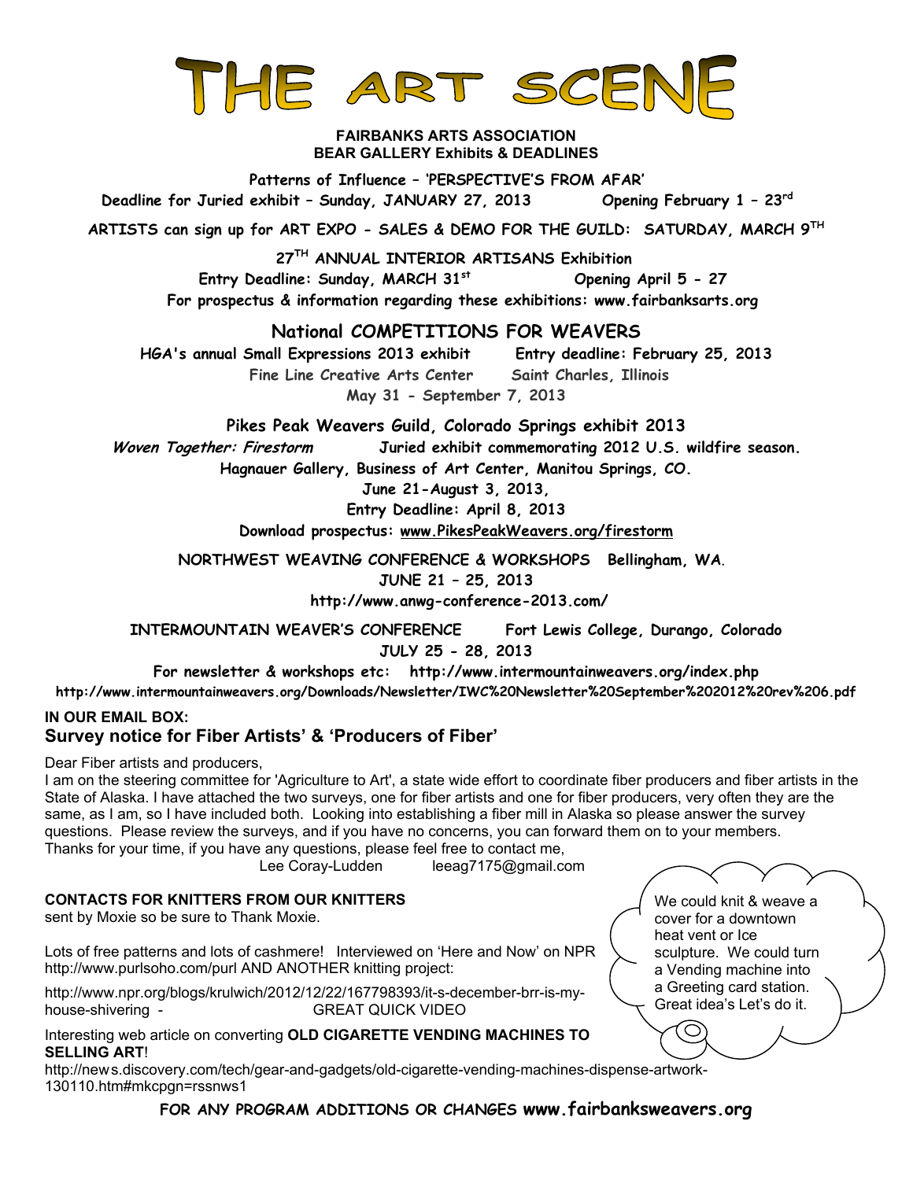// THE ART SCENE

**FAIRBANKS ARTS ASSOCIATION**
**BEAR GALLERY Exhibits & DEADLINES**

**Patterns of Influence – 'PERSPECTIVE'S FROM AFAR'**
**Deadline for Juried exhibit – Sunday, JANUARY 27, 2013 Opening February 1 – 23rd**

**ARTISTS can sign up for ART EXPO - SALES & DEMO FOR THE GUILD: SATURDAY, MARCH 9TH**

**27TH ANNUAL INTERIOR ARTISANS Exhibition**
**Entry Deadline: Sunday, MARCH 31st Opening April 5 - 27**
**For prospectus & information regarding these exhibitions: www.fairbanksarts.org**

## National COMPETITIONS FOR WEAVERS

**HGA's annual Small Expressions 2013 exhibit Entry deadline: February 25, 2013**
**Fine Line Creative Arts Center Saint Charles, Illinois**
**May 31 - September 7, 2013**

**Pikes Peak Weavers Guild, Colorado Springs exhibit 2013**
***Woven Together: Firestorm*** **Juried exhibit commemorating 2012 U.S. wildfire season.**
**Hagnauer Gallery, Business of Art Center, Manitou Springs, CO.**
**June 21-August 3, 2013,**
**Entry Deadline: April 8, 2013**
**Download prospectus: www.PikesPeakWeavers.org/firestorm**

**NORTHWEST WEAVING CONFERENCE & WORKSHOPS Bellingham, WA.**
**JUNE 21 – 25, 2013**
**http://www.anwg-conference-2013.com/**

**INTERMOUNTAIN WEAVER'S CONFERENCE Fort Lewis College, Durango, Colorado**
**JULY 25 - 28, 2013**
**For newsletter & workshops etc: http://www.intermountainweavers.org/index.php**
**http://www.intermountainweavers.org/Downloads/Newsletter/IWC%20Newsletter%20September%202012%20rev%206.pdf**

**IN OUR EMAIL BOX:**

### Survey notice for Fiber Artists' & 'Producers of Fiber'

Dear Fiber artists and producers,
I am on the steering committee for 'Agriculture to Art', a state wide effort to coordinate fiber producers and fiber artists in the State of Alaska. I have attached the two surveys, one for fiber artists and one for fiber producers, very often they are the same, as I am, so I have included both. Looking into establishing a fiber mill in Alaska so please answer the survey questions. Please review the surveys, and if you have no concerns, you can forward them on to your members.
Thanks for your time, if you have any questions, please feel free to contact me,
Lee Coray-Ludden leeag7175@gmail.com

**CONTACTS FOR KNITTERS FROM OUR KNITTERS**
sent by Moxie so be sure to Thank Moxie.

Lots of free patterns and lots of cashmere! Interviewed on 'Here and Now' on NPR http://www.purlsoho.com/purl AND ANOTHER knitting project:

http://www.npr.org/blogs/krulwich/2012/12/22/167798393/it-s-december-brr-is-my-house-shivering - GREAT QUICK VIDEO

Interesting web article on converting **OLD CIGARETTE VENDING MACHINES TO SELLING ART**!
http://news.discovery.com/tech/gear-and-gadgets/old-cigarette-vending-machines-dispense-artwork-130110.htm#mkcpgn=rssnws1

We could knit & weave a cover for a downtown heat vent or Ice sculpture. We could turn a Vending machine into a Greeting card station. Great idea's Let's do it.

**FOR ANY PROGRAM ADDITIONS OR CHANGES www.fairbanksweavers.org**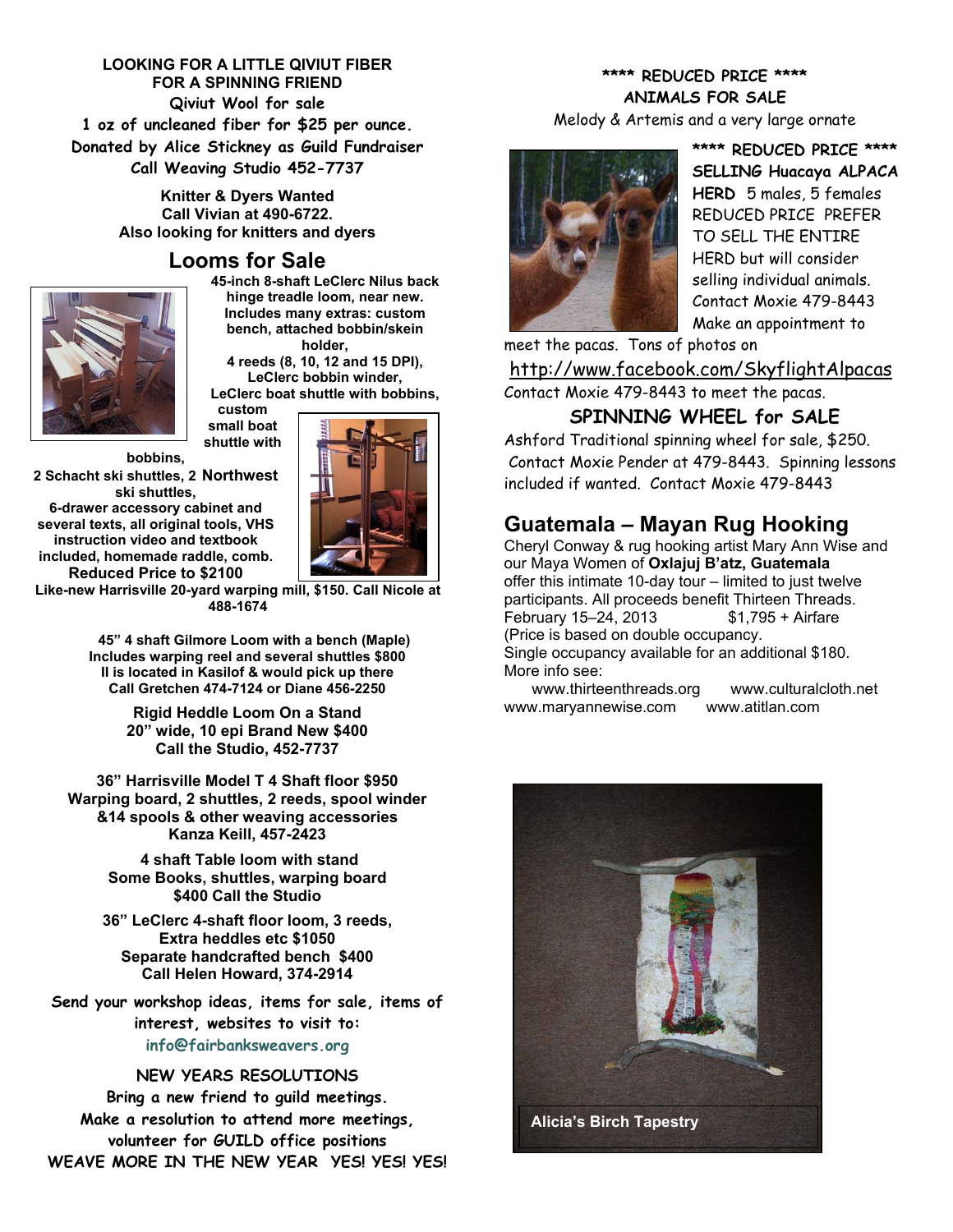**LOOKING FOR A LITTLE QIVIUT FIBER FOR A SPINNING FRIEND**

**Qiviut Wool for sale**

**1 oz of uncleaned fiber for $25 per ounce.**

**Donated by Alice Stickney as Guild Fundraiser**

**Call Weaving Studio 452-7737**

**Knitter & Dyers Wanted**
**Call Vivian at 490-6722.**
**Also looking for knitters and dyers**

## Looms for Sale

**45-inch 8-shaft LeClerc Nilus back hinge treadle loom, near new. Includes many extras: custom bench, attached bobbin/skein holder, 4 reeds (8, 10, 12 and 15 DPI), LeClerc bobbin winder, LeClerc boat shuttle with bobbins, custom small boat shuttle with bobbins, 2 Schacht ski shuttles, 2 Northwest ski shuttles, 6-drawer accessory cabinet and several texts, all original tools, VHS instruction video and textbook included, homemade raddle, comb.**
**Reduced Price to $2100**

**Like-new Harrisville 20-yard warping mill, $150. Call Nicole at 488-1674**

**45" 4 shaft Gilmore Loom with a bench (Maple) Includes warping reel and several shuttles $800 Il is located in Kasilof & would pick up there Call Gretchen 474-7124 or Diane 456-2250**

**Rigid Heddle Loom On a Stand**
**20" wide, 10 epi Brand New $400**
**Call the Studio, 452-7737**

**36" Harrisville Model T 4 Shaft floor $950**
**Warping board, 2 shuttles, 2 reeds, spool winder &14 spools & other weaving accessories**
**Kanza Keill, 457-2423**

**4 shaft Table loom with stand**
**Some Books, shuttles, warping board**
**$400 Call the Studio**

**36" LeClerc 4-shaft floor loom, 3 reeds, Extra heddles etc $1050**
**Separate handcrafted bench $400**
**Call Helen Howard, 374-2914**

**Send your workshop ideas, items for sale, items of interest, websites to visit to:**
**info@fairbanksweavers.org**

**NEW YEARS RESOLUTIONS**
**Bring a new friend to guild meetings.**
**Make a resolution to attend more meetings, volunteer for GUILD office positions**
**WEAVE MORE IN THE NEW YEAR YES! YES! YES!**

**\*\*\*\* REDUCED PRICE \*\*\*\***
**ANIMALS FOR SALE**
Melody & Artemis and a very large ornate

**\*\*\*\* REDUCED PRICE \*\*\*\***
**SELLING Huacaya ALPACA HERD** 5 males, 5 females REDUCED PRICE PREFER TO SELL THE ENTIRE HERD but will consider selling individual animals. Contact Moxie 479-8443 Make an appointment to meet the pacas. Tons of photos on

http://www.facebook.com/SkyflightAlpacas

Contact Moxie 479-8443 to meet the pacas.

### SPINNING WHEEL for SALE

Ashford Traditional spinning wheel for sale, $250. Contact Moxie Pender at 479-8443. Spinning lessons included if wanted. Contact Moxie 479-8443

## Guatemala – Mayan Rug Hooking

Cheryl Conway & rug hooking artist Mary Ann Wise and our Maya Women of **Oxlajuj B'atz, Guatemala** offer this intimate 10-day tour – limited to just twelve participants. All proceeds benefit Thirteen Threads.
February 15–24, 2013 $1,795 + Airfare
(Price is based on double occupancy.
Single occupancy available for an additional $180.
More info see:
www.thirteenthreads.org www.culturalcloth.net
www.maryannewise.com www.atitlan.com

**Alicia's Birch Tapestry**